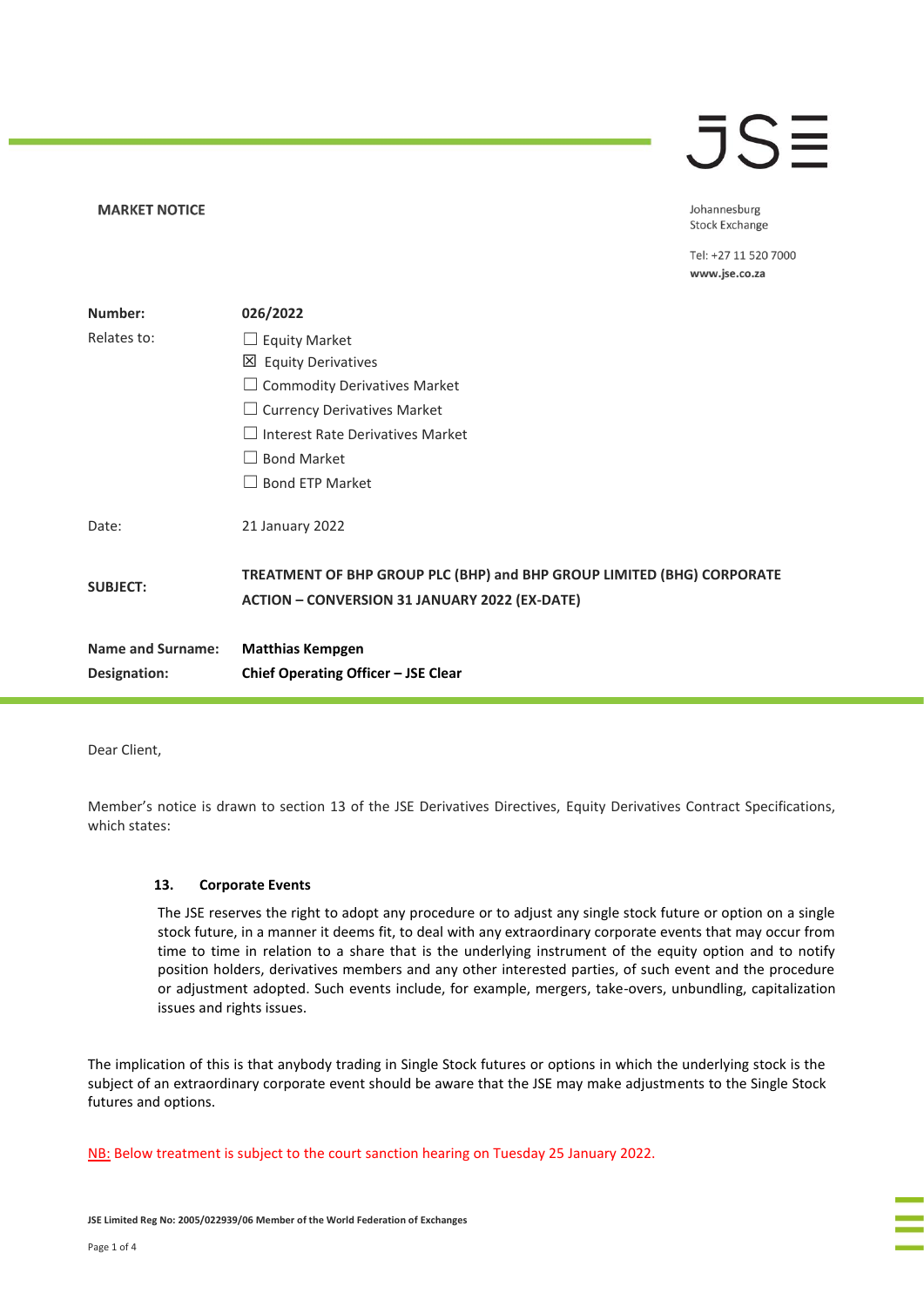**MARKET NOTICE**

Johannesburg Stock Exchange

Tel: +27 11 520 7000
www.jse.co.za

| | |
|---|---|
| **Number:** | **026/2022** |
| Relates to: | ☐ Equity Market<br>☒ Equity Derivatives<br>☐ Commodity Derivatives Market<br>☐ Currency Derivatives Market<br>☐ Interest Rate Derivatives Market<br>☐ Bond Market<br>☐ Bond ETP Market |
| Date: | 21 January 2022 |
| **SUBJECT:** | **TREATMENT OF BHP GROUP PLC (BHP) and BHP GROUP LIMITED (BHG) CORPORATE ACTION – CONVERSION 31 JANUARY 2022 (EX-DATE)** |
| **Name and Surname:** | **Matthias Kempgen** |
| **Designation:** | **Chief Operating Officer – JSE Clear** |

Dear Client,

Member's notice is drawn to section 13 of the JSE Derivatives Directives, Equity Derivatives Contract Specifications, which states:

> **13. Corporate Events**
>
> The JSE reserves the right to adopt any procedure or to adjust any single stock future or option on a single stock future, in a manner it deems fit, to deal with any extraordinary corporate events that may occur from time to time in relation to a share that is the underlying instrument of the equity option and to notify position holders, derivatives members and any other interested parties, of such event and the procedure or adjustment adopted. Such events include, for example, mergers, take-overs, unbundling, capitalization issues and rights issues.

The implication of this is that anybody trading in Single Stock futures or options in which the underlying stock is the subject of an extraordinary corporate event should be aware that the JSE may make adjustments to the Single Stock futures and options.

<u>NB:</u> Below treatment is subject to the court sanction hearing on Tuesday 25 January 2022.

JSE Limited Reg No: 2005/022939/06 Member of the World Federation of Exchanges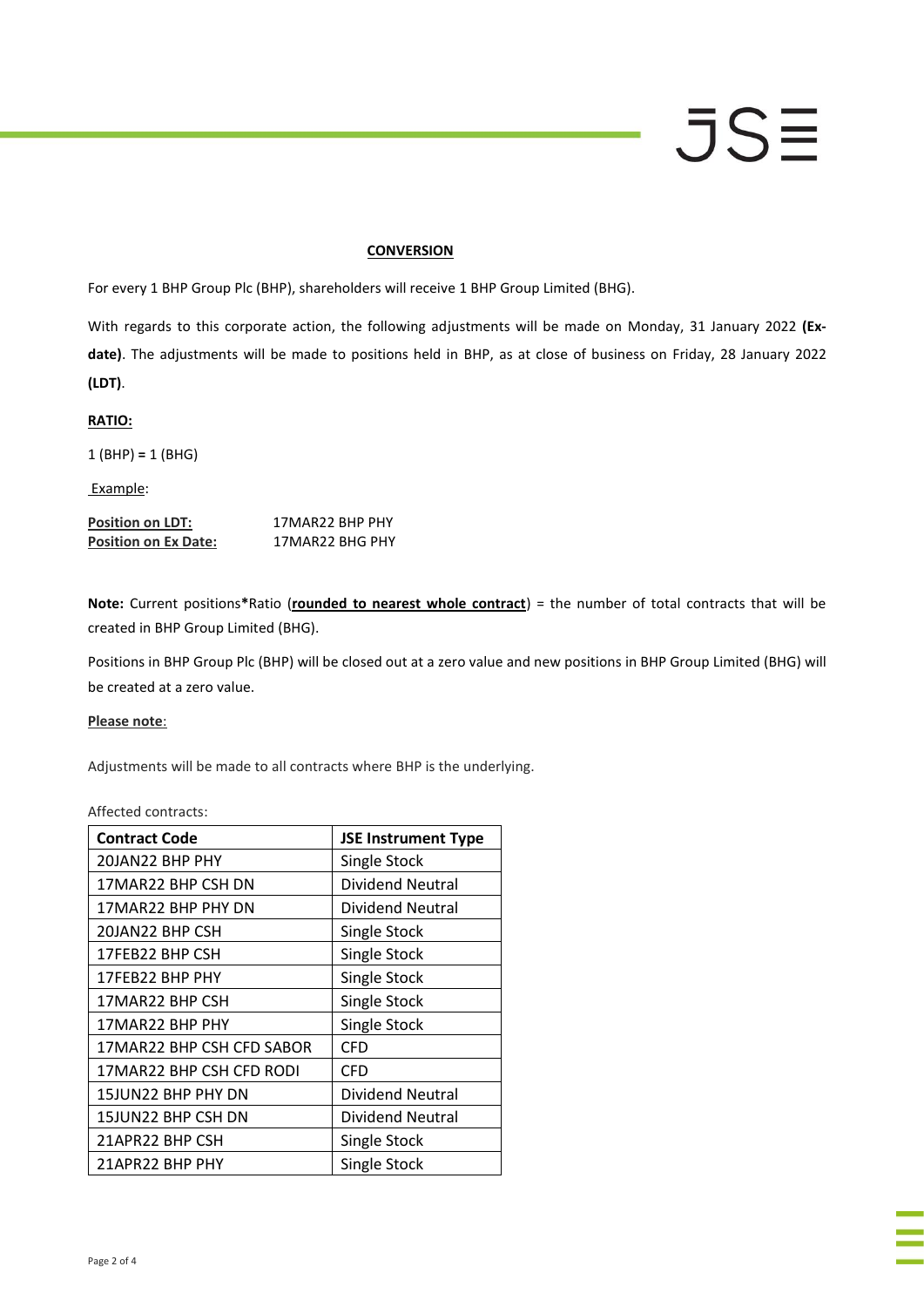**CONVERSION**

For every 1 BHP Group Plc (BHP), shareholders will receive 1 BHP Group Limited (BHG).

With regards to this corporate action, the following adjustments will be made on Monday, 31 January 2022 **(Ex-date)**. The adjustments will be made to positions held in BHP, as at close of business on Friday, 28 January 2022 **(LDT)**.

**RATIO:**

1 (BHP) **=** 1 (BHG)

Example:

| | |
|---|---|
| **Position on LDT:** | 17MAR22 BHP PHY |
| **Position on Ex Date:** | 17MAR22 BHG PHY |

**Note:** Current positions**\***Ratio (**rounded to nearest whole contract**) = the number of total contracts that will be created in BHP Group Limited (BHG).

Positions in BHP Group Plc (BHP) will be closed out at a zero value and new positions in BHP Group Limited (BHG) will be created at a zero value.

**Please note**:

Adjustments will be made to all contracts where BHP is the underlying.

Affected contracts:

| Contract Code | JSE Instrument Type |
|---|---|
| 20JAN22 BHP PHY | Single Stock |
| 17MAR22 BHP CSH DN | Dividend Neutral |
| 17MAR22 BHP PHY DN | Dividend Neutral |
| 20JAN22 BHP CSH | Single Stock |
| 17FEB22 BHP CSH | Single Stock |
| 17FEB22 BHP PHY | Single Stock |
| 17MAR22 BHP CSH | Single Stock |
| 17MAR22 BHP PHY | Single Stock |
| 17MAR22 BHP CSH CFD SABOR | CFD |
| 17MAR22 BHP CSH CFD RODI | CFD |
| 15JUN22 BHP PHY DN | Dividend Neutral |
| 15JUN22 BHP CSH DN | Dividend Neutral |
| 21APR22 BHP CSH | Single Stock |
| 21APR22 BHP PHY | Single Stock |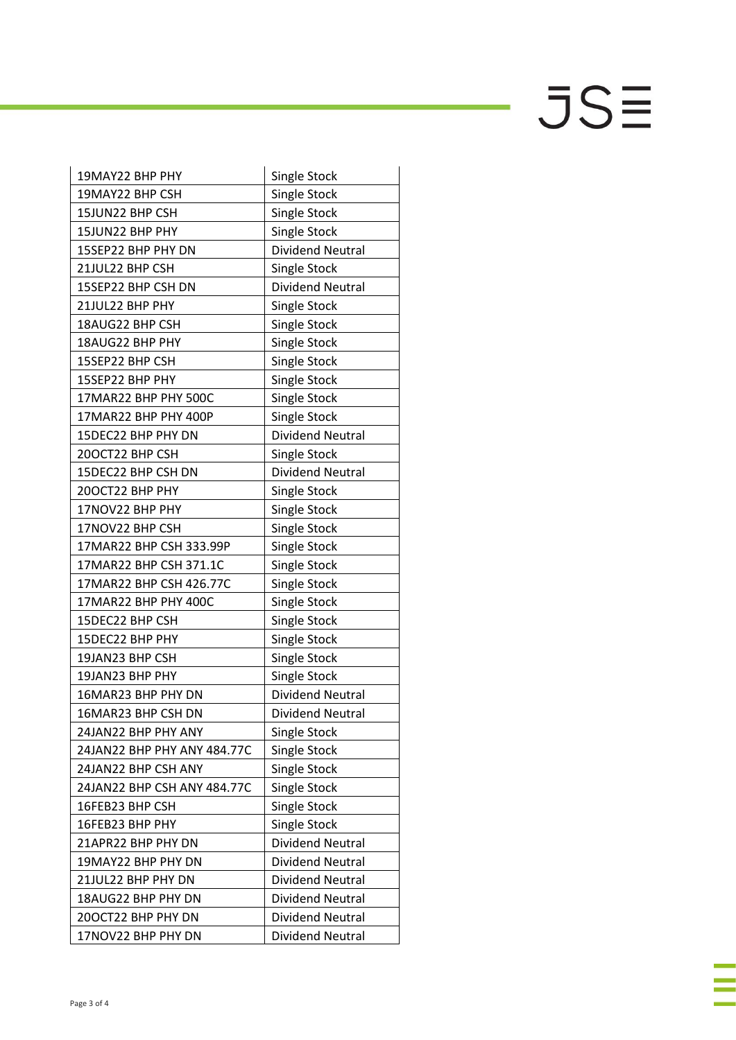| | |
|---|---|
| 19MAY22 BHP PHY | Single Stock |
| 19MAY22 BHP CSH | Single Stock |
| 15JUN22 BHP CSH | Single Stock |
| 15JUN22 BHP PHY | Single Stock |
| 15SEP22 BHP PHY DN | Dividend Neutral |
| 21JUL22 BHP CSH | Single Stock |
| 15SEP22 BHP CSH DN | Dividend Neutral |
| 21JUL22 BHP PHY | Single Stock |
| 18AUG22 BHP CSH | Single Stock |
| 18AUG22 BHP PHY | Single Stock |
| 15SEP22 BHP CSH | Single Stock |
| 15SEP22 BHP PHY | Single Stock |
| 17MAR22 BHP PHY 500C | Single Stock |
| 17MAR22 BHP PHY 400P | Single Stock |
| 15DEC22 BHP PHY DN | Dividend Neutral |
| 20OCT22 BHP CSH | Single Stock |
| 15DEC22 BHP CSH DN | Dividend Neutral |
| 20OCT22 BHP PHY | Single Stock |
| 17NOV22 BHP PHY | Single Stock |
| 17NOV22 BHP CSH | Single Stock |
| 17MAR22 BHP CSH 333.99P | Single Stock |
| 17MAR22 BHP CSH 371.1C | Single Stock |
| 17MAR22 BHP CSH 426.77C | Single Stock |
| 17MAR22 BHP PHY 400C | Single Stock |
| 15DEC22 BHP CSH | Single Stock |
| 15DEC22 BHP PHY | Single Stock |
| 19JAN23 BHP CSH | Single Stock |
| 19JAN23 BHP PHY | Single Stock |
| 16MAR23 BHP PHY DN | Dividend Neutral |
| 16MAR23 BHP CSH DN | Dividend Neutral |
| 24JAN22 BHP PHY ANY | Single Stock |
| 24JAN22 BHP PHY ANY 484.77C | Single Stock |
| 24JAN22 BHP CSH ANY | Single Stock |
| 24JAN22 BHP CSH ANY 484.77C | Single Stock |
| 16FEB23 BHP CSH | Single Stock |
| 16FEB23 BHP PHY | Single Stock |
| 21APR22 BHP PHY DN | Dividend Neutral |
| 19MAY22 BHP PHY DN | Dividend Neutral |
| 21JUL22 BHP PHY DN | Dividend Neutral |
| 18AUG22 BHP PHY DN | Dividend Neutral |
| 20OCT22 BHP PHY DN | Dividend Neutral |
| 17NOV22 BHP PHY DN | Dividend Neutral |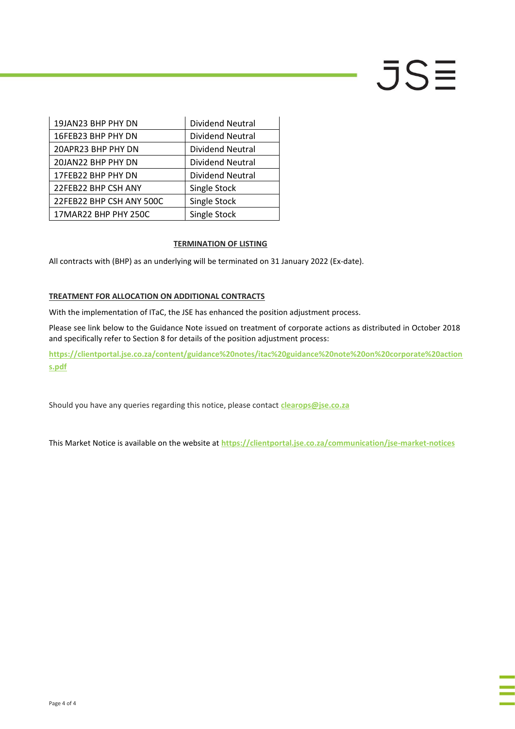| | |
|---|---|
| 19JAN23 BHP PHY DN | Dividend Neutral |
| 16FEB23 BHP PHY DN | Dividend Neutral |
| 20APR23 BHP PHY DN | Dividend Neutral |
| 20JAN22 BHP PHY DN | Dividend Neutral |
| 17FEB22 BHP PHY DN | Dividend Neutral |
| 22FEB22 BHP CSH ANY | Single Stock |
| 22FEB22 BHP CSH ANY 500C | Single Stock |
| 17MAR22 BHP PHY 250C | Single Stock |

**TERMINATION OF LISTING**

All contracts with (BHP) as an underlying will be terminated on 31 January 2022 (Ex-date).

**TREATMENT FOR ALLOCATION ON ADDITIONAL CONTRACTS**

With the implementation of ITaC, the JSE has enhanced the position adjustment process.

Please see link below to the Guidance Note issued on treatment of corporate actions as distributed in October 2018 and specifically refer to Section 8 for details of the position adjustment process:

**https://clientportal.jse.co.za/content/guidance%20notes/itac%20guidance%20note%20on%20corporate%20actions.pdf**

Should you have any queries regarding this notice, please contact **clearops@jse.co.za**

This Market Notice is available on the website at **https://clientportal.jse.co.za/communication/jse-market-notices**